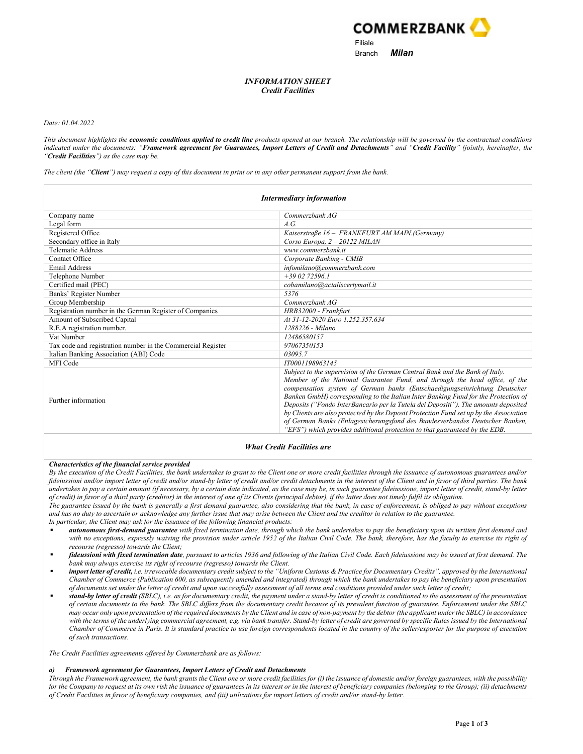COMMERZBANK

Filiale
Branch *Milan*

### *INFORMATION SHEET*
### *Credit Facilities*

*Date: 01.04.2022*

*This document highlights the **economic conditions applied to credit line** products opened at our branch. The relationship will be governed by the contractual conditions indicated under the documents: "**Framework agreement for Guarantees, Import Letters of Credit and Detachments**" and "**Credit Facility**" (jointly, hereinafter, the "**Credit Facilities**") as the case may be.*

*The client (the "**Client**") may request a copy of this document in print or in any other permanent support from the bank.*

#### *Intermediary information*

| | |
|---|---|
| Company name | *Commerzbank AG* |
| Legal form | *A.G.* |
| Registered Office | *Kaiserstraße 16 – FRANKFURT AM MAIN.(Germany)* |
| Secondary office in Italy | *Corso Europa, 2 – 20122 MILAN* |
| Telematic Address | *www.commerzbank.it* |
| Contact Office | *Corporate Banking - CMIB* |
| Email Address | *infomilano@commerzbank.com* |
| Telephone Number | *+39 02 72596.1* |
| Certified mail (PEC) | *cobamilano@actaliscertymail.it* |
| Banks' Register Number | *5376* |
| Group Membership | *Commerzbank AG* |
| Registration number in the German Register of Companies | *HRB32000 - Frankfurt.* |
| Amount of Subscribed Capital | *At 31-12-2020 Euro 1.252.357.634* |
| R.E.A registration number. | *1288226 - Milano* |
| Vat Number | *12486580157* |
| Tax code and registration number in the Commercial Register | *97067350153* |
| Italian Banking Association (ABI) Code | *03095.7* |
| MFI Code | *IT0001198963145* |
| Further information | *Subject to the supervision of the German Central Bank and the Bank of Italy. Member of the National Guarantee Fund, and through the head office, of the compensation system of German banks (Entschaedigungseinrichtung Deutscher Banken GmbH) corresponding to the Italian Inter Banking Fund for the Protection of Deposits ("Fondo InterBancario per la Tutela dei Depositi"). The amounts deposited by Clients are also protected by the Deposit Protection Fund set up by the Association of German Banks (Enlagesicherungsfond des Bundesverbandes Deutscher Banken, "EFS") which provides additional protection to that guaranteed by the EDB.* |

#### *What Credit Facilities are*

***Characteristics of the financial service provided***

*By the execution of the Credit Facilities, the bank undertakes to grant to the Client one or more credit facilities through the issuance of autonomous guarantees and/or fideiussioni and/or import letter of credit and/or stand-by letter of credit and/or credit detachments in the interest of the Client and in favor of third parties. The bank undertakes to pay a certain amount (if necessary, by a certain date indicated, as the case may be, in such guarantee fideiussione, import letter of credit, stand-by letter of credit) in favor of a third party (creditor) in the interest of one of its Clients (principal debtor), if the latter does not timely fulfil its obligation.*

*The guarantee issued by the bank is generally a first demand guarantee, also considering that the bank, in case of enforcement, is obliged to pay without exceptions and has no duty to ascertain or acknowledge any further issue that may arise between the Client and the creditor in relation to the guarantee.*

*In particular, the Client may ask for the issuance of the following financial products:*

- ***autonomous first-demand guarantee** with fixed termination date, through which the bank undertakes to pay the beneficiary upon its written first demand and with no exceptions, expressly waiving the provision under article 1952 of the Italian Civil Code. The bank, therefore, has the faculty to exercise its right of recourse (regresso) towards the Client;*
- ***fideussioni with fixed termination date**, pursuant to articles 1936 and following of the Italian Civil Code. Each fideiussione may be issued at first demand. The bank may always exercise its right of recourse (regresso) towards the Client.*
- ***import letter of credit,** i.e. irrevocable documentary credit subject to the "Uniform Customs & Practice for Documentary Credits", approved by the International Chamber of Commerce (Publication 600, as subsequently amended and integrated) through which the bank undertakes to pay the beneficiary upon presentation of documents set under the letter of credit and upon successfully assessment of all terms and conditions provided under such letter of credit;*
- ***stand-by letter of credit** (SBLC), i.e. as for documentary credit, the payment under a stand-by letter of credit is conditioned to the assessment of the presentation of certain documents to the bank. The SBLC differs from the documentary credit because of its prevalent function of guarantee. Enforcement under the SBLC may occur only upon presentation of the required documents by the Client and in case of non-payment by the debtor (the applicant under the SBLC) in accordance with the terms of the underlying commercial agreement, e.g. via bank transfer. Stand-by letter of credit are governed by specific Rules issued by the International Chamber of Commerce in Paris. It is standard practice to use foreign correspondents located in the country of the seller/exporter for the purpose of execution of such transactions.*

*The Credit Facilities agreements offered by Commerzbank are as follows:*

***a) Framework agreement for Guarantees, Import Letters of Credit and Detachments***

*Through the Framework agreement, the bank grants the Client one or more credit facilities for (i) the issuance of domestic and/or foreign guarantees, with the possibility for the Company to request at its own risk the issuance of guarantees in its interest or in the interest of beneficiary companies (belonging to the Group); (ii) detachments of Credit Facilities in favor of beneficiary companies, and (iii) utilizations for import letters of credit and/or stand-by letter.*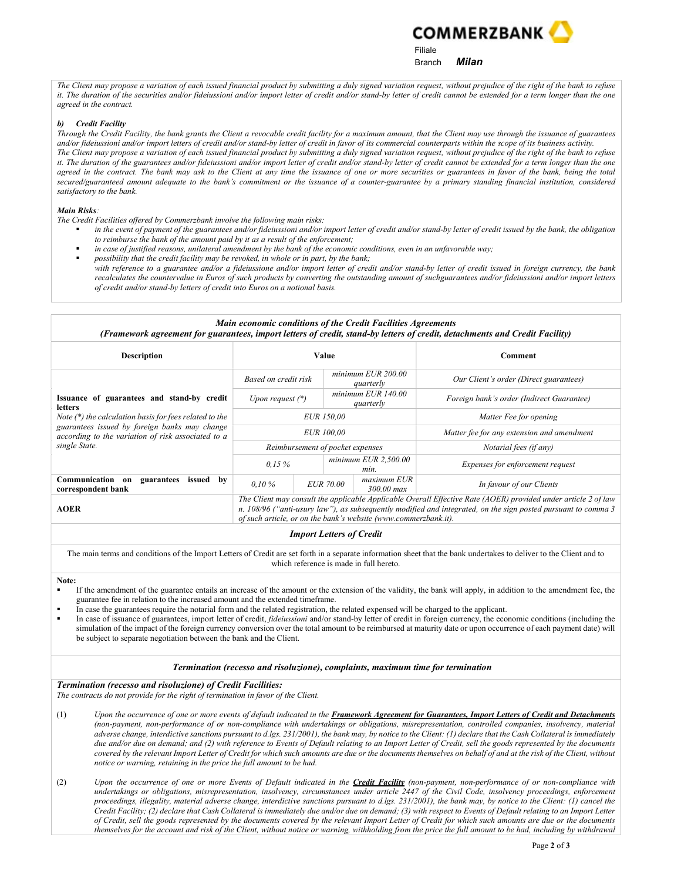The Client may propose a variation of each issued financial product by submitting a duly signed variation request, without prejudice of the right of the bank to refuse it. The duration of the securities and/or fideiussioni and/or import letter of credit and/or stand-by letter of credit cannot be extended for a term longer than the one agreed in the contract.

***b) Credit Facility***

*Through the Credit Facility, the bank grants the Client a revocable credit facility for a maximum amount, that the Client may use through the issuance of guarantees and/or fideiussioni and/or import letters of credit and/or stand-by letter of credit in favor of its commercial counterparts within the scope of its business activity.*
*The Client may propose a variation of each issued financial product by submitting a duly signed variation request, without prejudice of the right of the bank to refuse it. The duration of the guarantees and/or fideiussioni and/or import letter of credit and/or stand-by letter of credit cannot be extended for a term longer than the one agreed in the contract. The bank may ask to the Client at any time the issuance of one or more securities or guarantees in favor of the bank, being the total secured/guaranteed amount adequate to the bank's commitment or the issuance of a counter-guarantee by a primary standing financial institution, considered satisfactory to the bank.*

***Main Risks****:*
*The Credit Facilities offered by Commerzbank involve the following main risks:*

- *in the event of payment of the guarantees and/or fideiussioni and/or import letter of credit and/or stand-by letter of credit issued by the bank, the obligation to reimburse the bank of the amount paid by it as a result of the enforcement;*
- *in case of justified reasons, unilateral amendment by the bank of the economic conditions, even in an unfavorable way;*
- *possibility that the credit facility may be revoked, in whole or in part, by the bank;*
  *with reference to a guarantee and/or a fideiussione and/or import letter of credit and/or stand-by letter of credit issued in foreign currency, the bank recalculates the countervalue in Euros of such products by converting the outstanding amount of suchguarantees and/or fideiussioni and/or import letters of credit and/or stand-by letters of credit into Euros on a notional basis.*

***Main economic conditions of the Credit Facilities Agreements***
***(Framework agreement for guarantees, import letters of credit, stand-by letters of credit, detachments and Credit Facility)***

| Description | Value | | | Comment |
|---|---|---|---|---|
| **Issuance of guarantees and stand-by credit letters** *Note (\*) the calculation basis for fees related to the guarantees issued by foreign banks may change according to the variation of risk associated to a single State.* | *Based on credit risk* | | *minimum EUR 200.00 quarterly* | *Our Client's order (Direct guarantees)* |
| | *Upon request (\*)* | | *minimum EUR 140.00 quarterly* | *Foreign bank's order (Indirect Guarantee)* |
| | *EUR 150,00* | | | *Matter Fee for opening* |
| | *EUR 100,00* | | | *Matter fee for any extension and amendment* |
| | *Reimbursement of pocket expenses* | | | *Notarial fees (if any)* |
| | *0,15 %* | | *minimum EUR 2,500.00 min.* | *Expenses for enforcement request* |
| **Communication on guarantees issued by correspondent bank** | *0,10 %* | *EUR 70.00* | *maximum EUR 300.00 max* | *In favour of our Clients* |
| **AOER** | *The Client may consult the applicable Applicable Overall Effective Rate (AOER) provided under article 2 of law n. 108/96 ("anti-usury law"), as subsequently modified and integrated, on the sign posted pursuant to comma 3 of such article, or on the bank's website (www.commerzbank.it).* | | | |

***Import Letters of Credit***

The main terms and conditions of the Import Letters of Credit are set forth in a separate information sheet that the bank undertakes to deliver to the Client and to which reference is made in full hereto.

**Note:**

- If the amendment of the guarantee entails an increase of the amount or the extension of the validity, the bank will apply, in addition to the amendment fee, the guarantee fee in relation to the increased amount and the extended timeframe.
- In case the guarantees require the notarial form and the related registration, the related expensed will be charged to the applicant.
- In case of issuance of guarantees, import letter of credit, *fideiussioni* and/or stand-by letter of credit in foreign currency, the economic conditions (including the simulation of the impact of the foreign currency conversion over the total amount to be reimbursed at maturity date or upon occurrence of each payment date) will be subject to separate negotiation between the bank and the Client.

***Termination (recesso and risoluzione), complaints, maximum time for termination***

***Termination (recesso and risoluzione) of Credit Facilities:***
*The contracts do not provide for the right of termination in favor of the Client.*

(1) *Upon the occurrence of one or more events of default indicated in the* ***Framework Agreement for Guarantees, Import Letters of Credit and Detachments*** *(non-payment, non-performance of or non-compliance with undertakings or obligations, misrepresentation, controlled companies, insolvency, material adverse change, interdictive sanctions pursuant to d.lgs. 231/2001), the bank may, by notice to the Client: (1) declare that the Cash Collateral is immediately due and/or due on demand; and (2) with reference to Events of Default relating to an Import Letter of Credit, sell the goods represented by the documents covered by the relevant Import Letter of Credit for which such amounts are due or the documents themselves on behalf of and at the risk of the Client, without notice or warning, retaining in the price the full amount to be had.*

(2) *Upon the occurrence of one or more Events of Default indicated in the* ***Credit Facility*** *(non-payment, non-performance of or non-compliance with undertakings or obligations, misrepresentation, insolvency, circumstances under article 2447 of the Civil Code, insolvency proceedings, enforcement proceedings, illegality, material adverse change, interdictive sanctions pursuant to d.lgs. 231/2001), the bank may, by notice to the Client: (1) cancel the Credit Facility; (2) declare that Cash Collateral is immediately due and/or due on demand; (3) with respect to Events of Default relating to an Import Letter of Credit, sell the goods represented by the documents covered by the relevant Import Letter of Credit for which such amounts are due or the documents themselves for the account and risk of the Client, without notice or warning, withholding from the price the full amount to be had, including by withdrawal*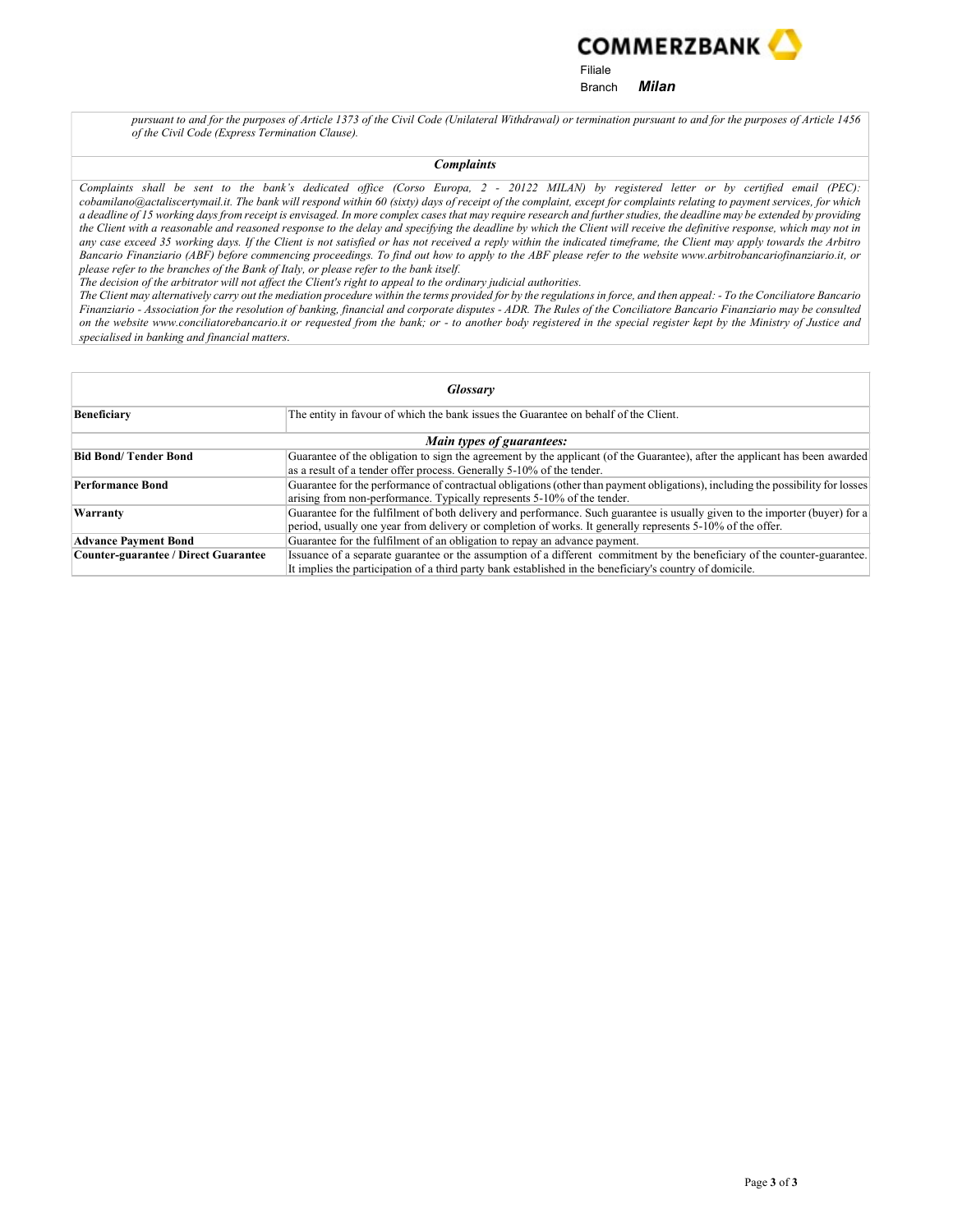*pursuant to and for the purposes of Article 1373 of the Civil Code (Unilateral Withdrawal) or termination pursuant to and for the purposes of Article 1456 of the Civil Code (Express Termination Clause).*

### *Complaints*

*Complaints shall be sent to the bank's dedicated office (Corso Europa, 2 - 20122 MILAN) by registered letter or by certified email (PEC): cobamilano@actaliscertymail.it. The bank will respond within 60 (sixty) days of receipt of the complaint, except for complaints relating to payment services, for which a deadline of 15 working days from receipt is envisaged. In more complex cases that may require research and further studies, the deadline may be extended by providing the Client with a reasonable and reasoned response to the delay and specifying the deadline by which the Client will receive the definitive response, which may not in any case exceed 35 working days. If the Client is not satisfied or has not received a reply within the indicated timeframe, the Client may apply towards the Arbitro Bancario Finanziario (ABF) before commencing proceedings. To find out how to apply to the ABF please refer to the website www.arbitrobancariofinanziario.it, or please refer to the branches of the Bank of Italy, or please refer to the bank itself.*

*The decision of the arbitrator will not affect the Client's right to appeal to the ordinary judicial authorities.*

*The Client may alternatively carry out the mediation procedure within the terms provided for by the regulations in force, and then appeal: - To the Conciliatore Bancario Finanziario - Association for the resolution of banking, financial and corporate disputes - ADR. The Rules of the Conciliatore Bancario Finanziario may be consulted on the website www.conciliatorebancario.it or requested from the bank; or - to another body registered in the special register kept by the Ministry of Justice and specialised in banking and financial matters.*

### *Glossary*

| | |
|---|---|
| **Beneficiary** | The entity in favour of which the bank issues the Guarantee on behalf of the Client. |
| ***Main types of guarantees:*** | |
| **Bid Bond/ Tender Bond** | Guarantee of the obligation to sign the agreement by the applicant (of the Guarantee), after the applicant has been awarded as a result of a tender offer process. Generally 5-10% of the tender. |
| **Performance Bond** | Guarantee for the performance of contractual obligations (other than payment obligations), including the possibility for losses arising from non-performance. Typically represents 5-10% of the tender. |
| **Warranty** | Guarantee for the fulfilment of both delivery and performance. Such guarantee is usually given to the importer (buyer) for a period, usually one year from delivery or completion of works. It generally represents 5-10% of the offer. |
| **Advance Payment Bond** | Guarantee for the fulfilment of an obligation to repay an advance payment. |
| **Counter-guarantee / Direct Guarantee** | Issuance of a separate guarantee or the assumption of a different commitment by the beneficiary of the counter-guarantee. It implies the participation of a third party bank established in the beneficiary's country of domicile. |